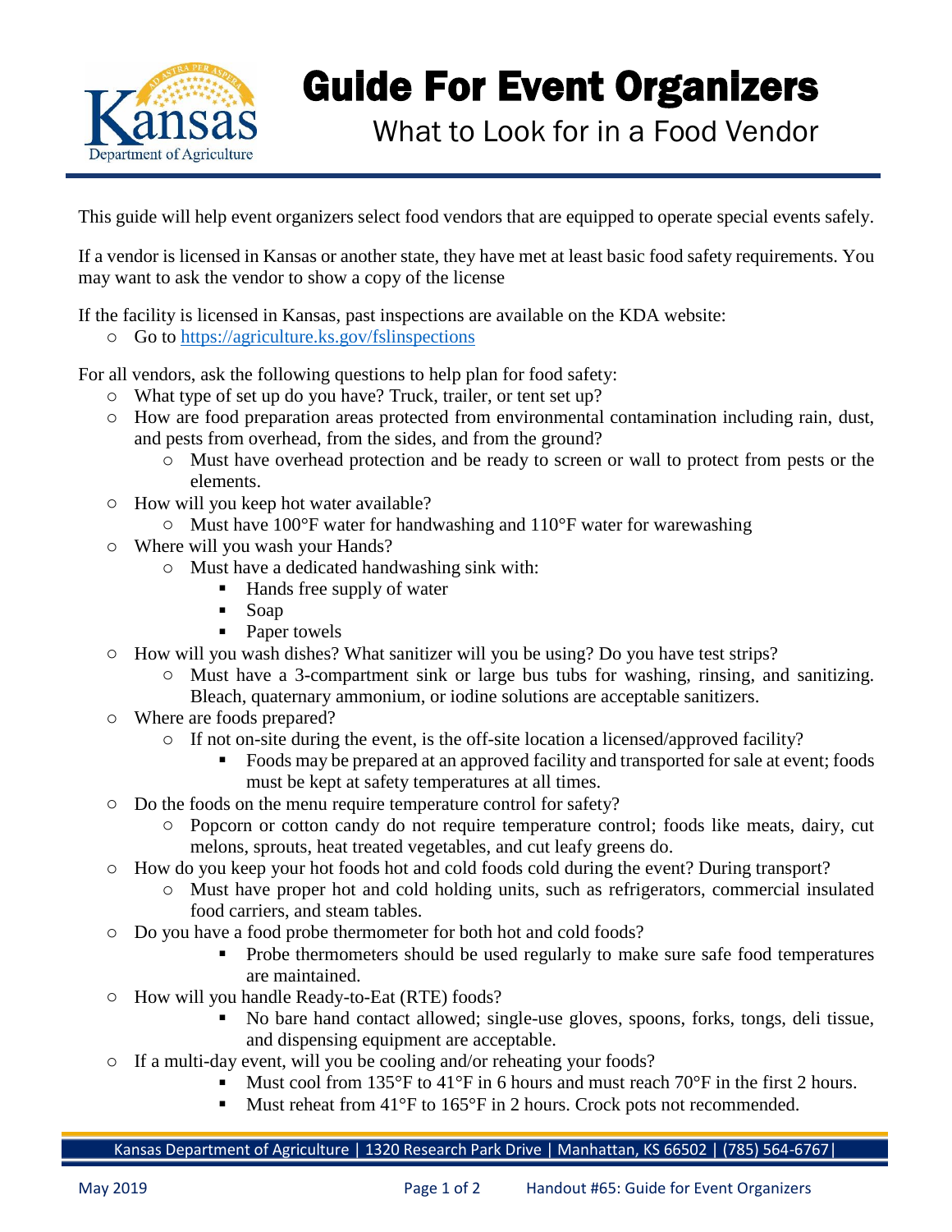# Guide For Event Organizers

## What to Look for in a Food Vendor

This guide will help event organizers select food vendors that are equipped to operate special events safely.

If a vendor is licensed in Kansas or another state, they have met at least basic food safety requirements. You may want to ask the vendor to show a copy of the license

If the facility is licensed in Kansas, past inspections are available on the KDA website:

- Go to [https://agriculture.ks.gov/fslinspections](https://agriculture.ks.gov/fslinspections)

For all vendors, ask the following questions to help plan for food safety:

- What type of set up do you have? Truck, trailer, or tent set up?
- How are food preparation areas protected from environmental contamination including rain, dust, and pests from overhead, from the sides, and from the ground?
  - Must have overhead protection and be ready to screen or wall to protect from pests or the elements.
- How will you keep hot water available?
  - Must have 100°F water for handwashing and 110°F water for warewashing
- Where will you wash your Hands?
  - Must have a dedicated handwashing sink with:
    - Hands free supply of water
    - Soap
    - Paper towels
- How will you wash dishes? What sanitizer will you be using? Do you have test strips?
  - Must have a 3-compartment sink or large bus tubs for washing, rinsing, and sanitizing. Bleach, quaternary ammonium, or iodine solutions are acceptable sanitizers.
- Where are foods prepared?
  - If not on-site during the event, is the off-site location a licensed/approved facility?
    - Foods may be prepared at an approved facility and transported for sale at event; foods must be kept at safety temperatures at all times.
- Do the foods on the menu require temperature control for safety?
  - Popcorn or cotton candy do not require temperature control; foods like meats, dairy, cut melons, sprouts, heat treated vegetables, and cut leafy greens do.
- How do you keep your hot foods hot and cold foods cold during the event? During transport?
  - Must have proper hot and cold holding units, such as refrigerators, commercial insulated food carriers, and steam tables.
- Do you have a food probe thermometer for both hot and cold foods?
  - Probe thermometers should be used regularly to make sure safe food temperatures are maintained.
- How will you handle Ready-to-Eat (RTE) foods?
  - No bare hand contact allowed; single-use gloves, spoons, forks, tongs, deli tissue, and dispensing equipment are acceptable.
- If a multi-day event, will you be cooling and/or reheating your foods?
  - Must cool from 135°F to 41°F in 6 hours and must reach 70°F in the first 2 hours.
  - Must reheat from 41°F to 165°F in 2 hours. Crock pots not recommended.

Kansas Department of Agriculture | 1320 Research Park Drive | Manhattan, KS 66502 | (785) 564-6767|

May 2019 Handout #65: Guide for Event Organizers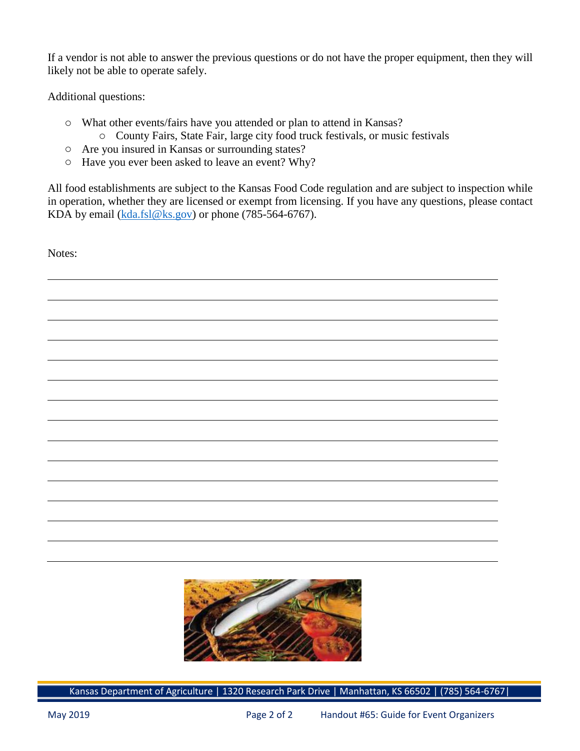If a vendor is not able to answer the previous questions or do not have the proper equipment, then they will likely not be able to operate safely.

Additional questions:

- What other events/fairs have you attended or plan to attend in Kansas?
  - County Fairs, State Fair, large city food truck festivals, or music festivals
- Are you insured in Kansas or surrounding states?
- Have you ever been asked to leave an event? Why?

All food establishments are subject to the Kansas Food Code regulation and are subject to inspection while in operation, whether they are licensed or exempt from licensing. If you have any questions, please contact KDA by email (kda.fsl@ks.gov) or phone (785-564-6767).

Notes:

______________________________________________________________________________

______________________________________________________________________________

______________________________________________________________________________

______________________________________________________________________________

______________________________________________________________________________

______________________________________________________________________________

______________________________________________________________________________

______________________________________________________________________________

______________________________________________________________________________

______________________________________________________________________________

______________________________________________________________________________

______________________________________________________________________________

______________________________________________________________________________

______________________________________________________________________________

Kansas Department of Agriculture | 1320 Research Park Drive | Manhattan, KS 66502 | (785) 564-6767|

May 2019 Handout #65: Guide for Event Organizers